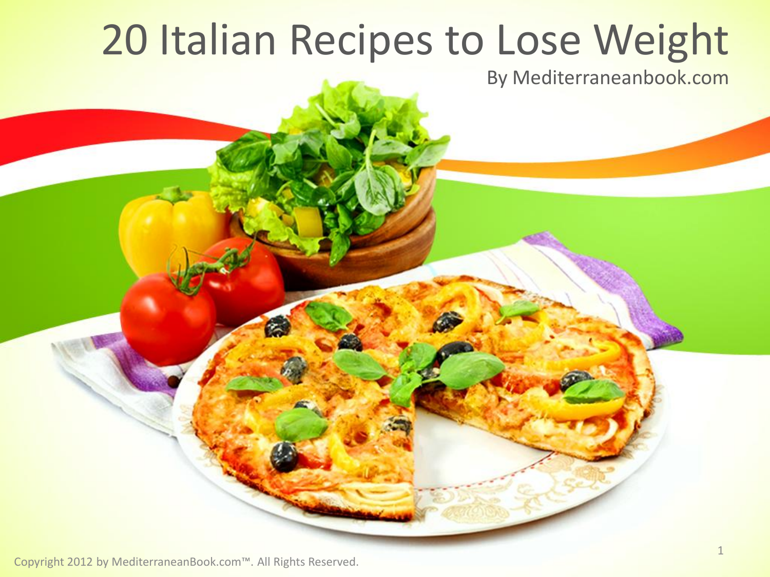# 20 Italian Recipes to Lose Weight

By Mediterraneanbook.com

Copyright 2012 by MediterraneanBook.com™. All Rights Reserved.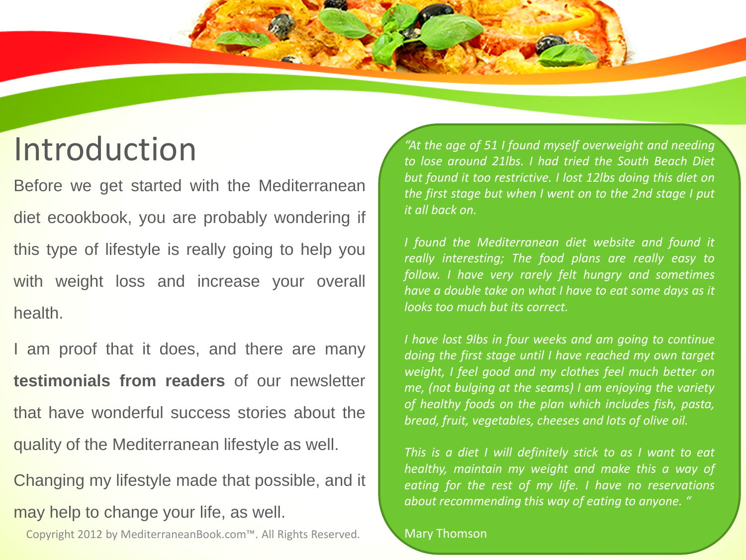# Introduction

Before we get started with the Mediterranean diet ecookbook, you are probably wondering if this type of lifestyle is really going to help you with weight loss and increase your overall health.

I am proof that it does, and there are many **testimonials from readers** of our newsletter that have wonderful success stories about the quality of the Mediterranean lifestyle as well.

Changing my lifestyle made that possible, and it may help to change your life, as well.

Copyright 2012 by MediterraneanBook.com™. All Rights Reserved.

*"At the age of 51 I found myself overweight and needing to lose around 21lbs. I had tried the South Beach Diet but found it too restrictive. I lost 12lbs doing this diet on the first stage but when I went on to the 2nd stage I put it all back on.*

*I found the Mediterranean diet website and found it really interesting; The food plans are really easy to follow. I have very rarely felt hungry and sometimes have a double take on what I have to eat some days as it looks too much but its correct.*

*I have lost 9lbs in four weeks and am going to continue doing the first stage until I have reached my own target weight, I feel good and my clothes feel much better on me, (not bulging at the seams) I am enjoying the variety of healthy foods on the plan which includes fish, pasta, bread, fruit, vegetables, cheeses and lots of olive oil.*

*This is a diet I will definitely stick to as I want to eat healthy, maintain my weight and make this a way of eating for the rest of my life. I have no reservations about recommending this way of eating to anyone. "*

Mary Thomson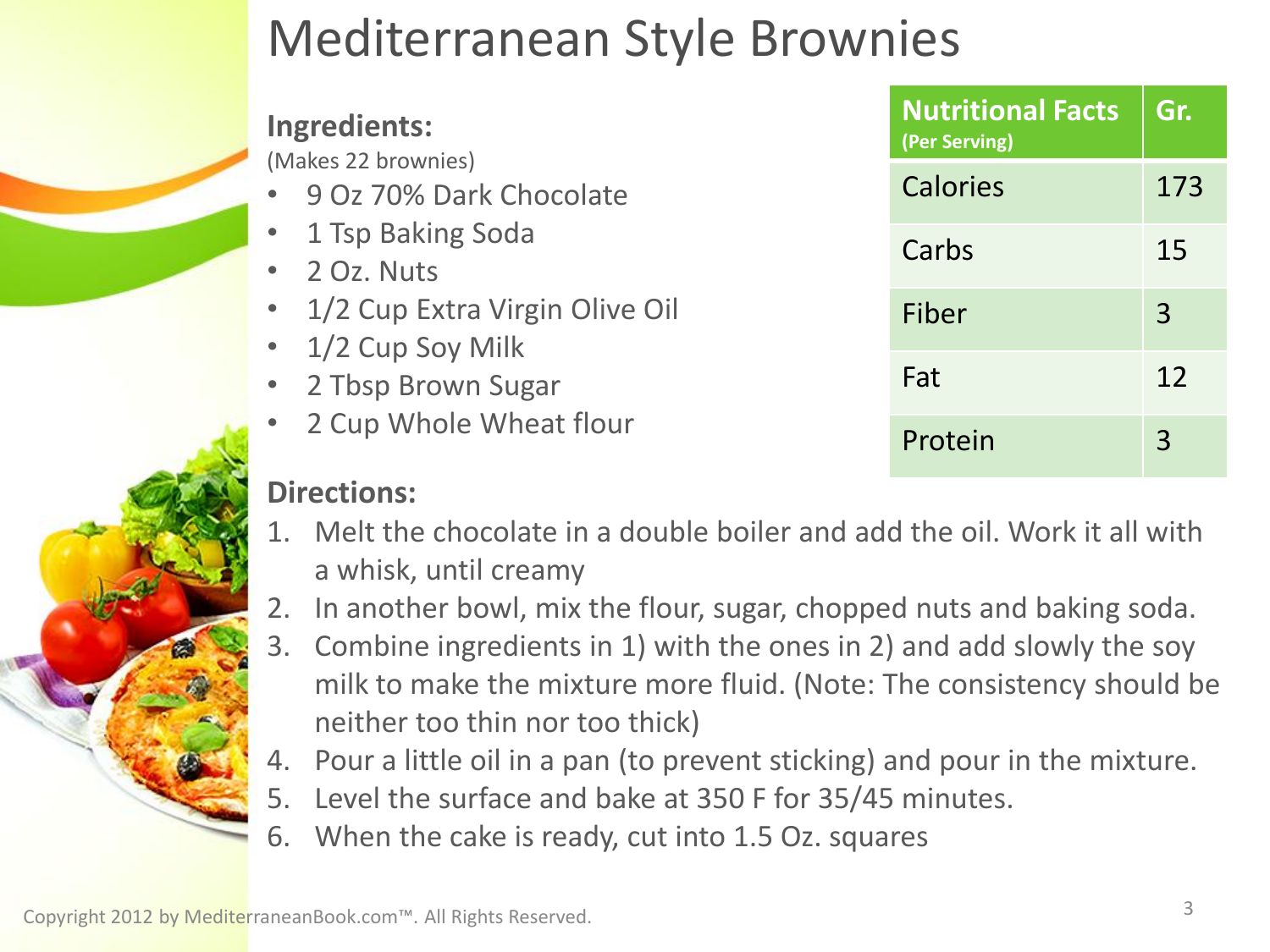# Mediterranean Style Brownies

**Ingredients:**

(Makes 22 brownies)

- 9 Oz 70% Dark Chocolate
- 1 Tsp Baking Soda
- 2 Oz. Nuts
- 1/2 Cup Extra Virgin Olive Oil
- 1/2 Cup Soy Milk
- 2 Tbsp Brown Sugar
- 2 Cup Whole Wheat flour

| Nutritional Facts (Per Serving) | Gr. |
|---|---|
| Calories | 173 |
| Carbs | 15 |
| Fiber | 3 |
| Fat | 12 |
| Protein | 3 |

**Directions:**

1. Melt the chocolate in a double boiler and add the oil. Work it all with a whisk, until creamy
2. In another bowl, mix the flour, sugar, chopped nuts and baking soda.
3. Combine ingredients in 1) with the ones in 2) and add slowly the soy milk to make the mixture more fluid. (Note: The consistency should be neither too thin nor too thick)
4. Pour a little oil in a pan (to prevent sticking) and pour in the mixture.
5. Level the surface and bake at 350 F for 35/45 minutes.
6. When the cake is ready, cut into 1.5 Oz. squares

Copyright 2012 by MediterraneanBook.com™. All Rights Reserved.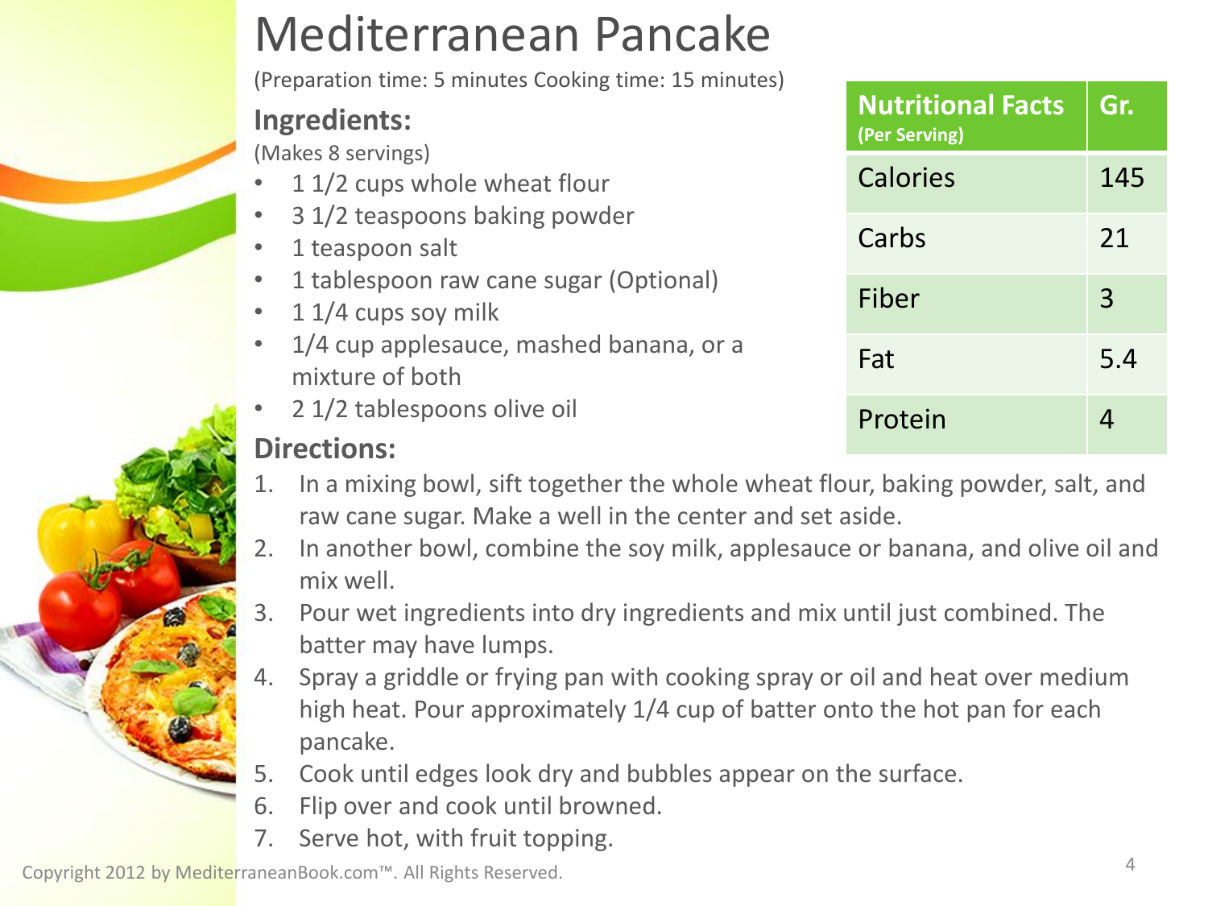# Mediterranean Pancake

(Preparation time: 5 minutes Cooking time: 15 minutes)

## Ingredients:

(Makes 8 servings)

- 1 1/2 cups whole wheat flour
- 3 1/2 teaspoons baking powder
- 1 teaspoon salt
- 1 tablespoon raw cane sugar (Optional)
- 1 1/4 cups soy milk
- 1/4 cup applesauce, mashed banana, or a mixture of both
- 2 1/2 tablespoons olive oil

| Nutritional Facts (Per Serving) | Gr. |
|---|---|
| Calories | 145 |
| Carbs | 21 |
| Fiber | 3 |
| Fat | 5.4 |
| Protein | 4 |

## Directions:

1. In a mixing bowl, sift together the whole wheat flour, baking powder, salt, and raw cane sugar. Make a well in the center and set aside.
2. In another bowl, combine the soy milk, applesauce or banana, and olive oil and mix well.
3. Pour wet ingredients into dry ingredients and mix until just combined. The batter may have lumps.
4. Spray a griddle or frying pan with cooking spray or oil and heat over medium high heat. Pour approximately 1/4 cup of batter onto the hot pan for each pancake.
5. Cook until edges look dry and bubbles appear on the surface.
6. Flip over and cook until browned.
7. Serve hot, with fruit topping.

Copyright 2012 by MediterraneanBook.com™. All Rights Reserved.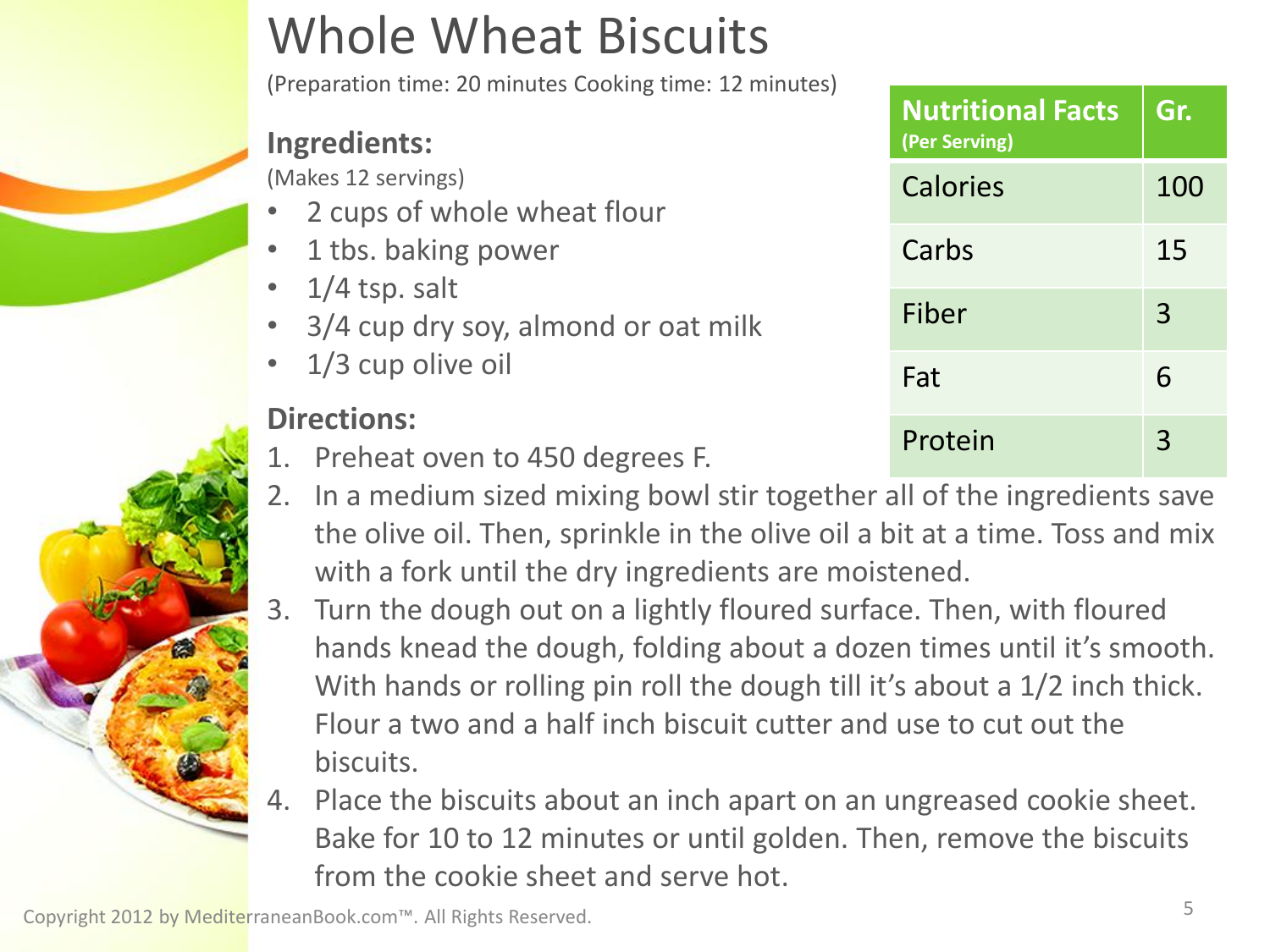# Whole Wheat Biscuits

(Preparation time: 20 minutes Cooking time: 12 minutes)

| Nutritional Facts (Per Serving) | Gr. |
|---|---|
| Calories | 100 |
| Carbs | 15 |
| Fiber | 3 |
| Fat | 6 |
| Protein | 3 |

## Ingredients:

(Makes 12 servings)

- 2 cups of whole wheat flour
- 1 tbs. baking power
- 1/4 tsp. salt
- 3/4 cup dry soy, almond or oat milk
- 1/3 cup olive oil

## Directions:

1. Preheat oven to 450 degrees F.
2. In a medium sized mixing bowl stir together all of the ingredients save the olive oil. Then, sprinkle in the olive oil a bit at a time. Toss and mix with a fork until the dry ingredients are moistened.
3. Turn the dough out on a lightly floured surface. Then, with floured hands knead the dough, folding about a dozen times until it's smooth. With hands or rolling pin roll the dough till it's about a 1/2 inch thick. Flour a two and a half inch biscuit cutter and use to cut out the biscuits.
4. Place the biscuits about an inch apart on an ungreased cookie sheet. Bake for 10 to 12 minutes or until golden. Then, remove the biscuits from the cookie sheet and serve hot.

Copyright 2012 by MediterraneanBook.com™. All Rights Reserved.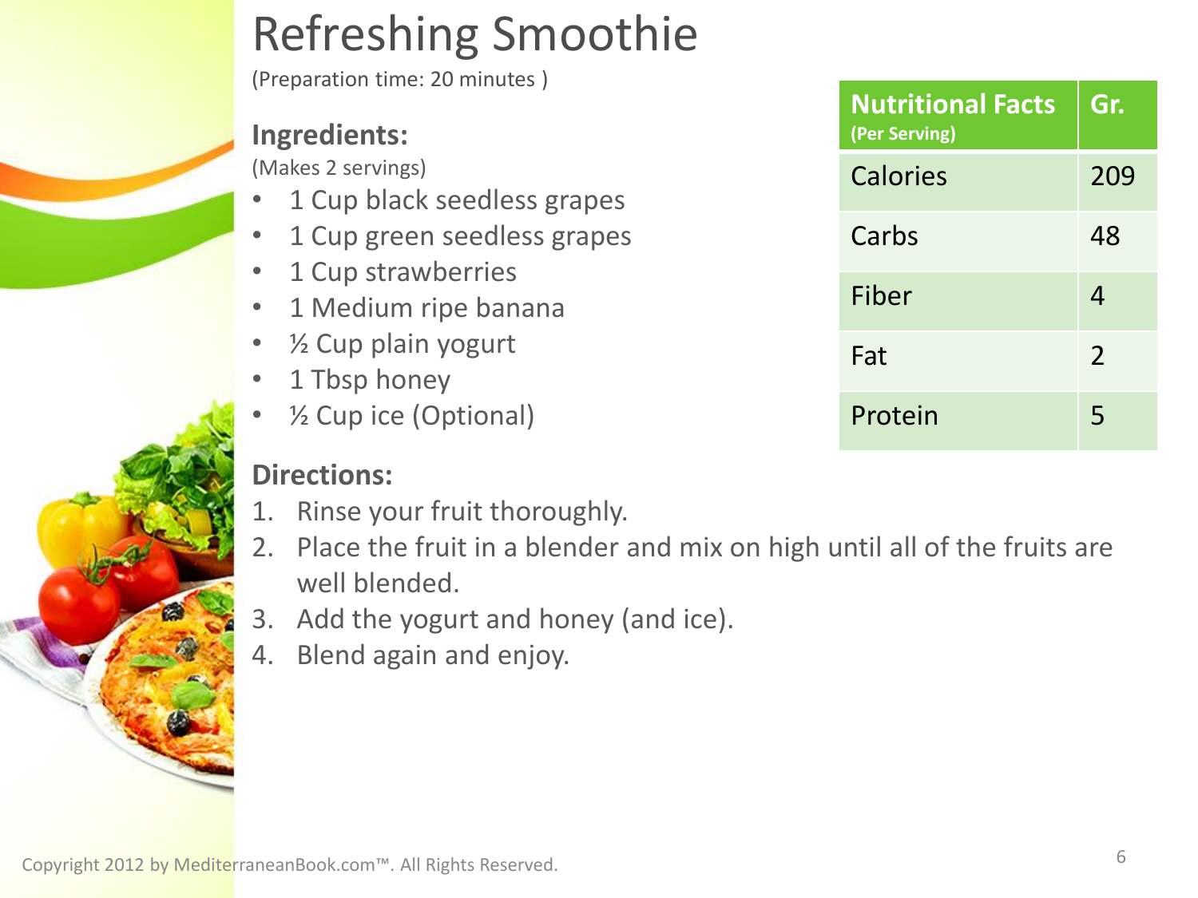# Refreshing Smoothie

(Preparation time: 20 minutes )

## Ingredients:

(Makes 2 servings)

- 1 Cup black seedless grapes
- 1 Cup green seedless grapes
- 1 Cup strawberries
- 1 Medium ripe banana
- ½ Cup plain yogurt
- 1 Tbsp honey
- ½ Cup ice (Optional)

| Nutritional Facts (Per Serving) | Gr. |
|---|---|
| Calories | 209 |
| Carbs | 48 |
| Fiber | 4 |
| Fat | 2 |
| Protein | 5 |

## Directions:

1. Rinse your fruit thoroughly.
2. Place the fruit in a blender and mix on high until all of the fruits are well blended.
3. Add the yogurt and honey (and ice).
4. Blend again and enjoy.

Copyright 2012 by MediterraneanBook.com™. All Rights Reserved.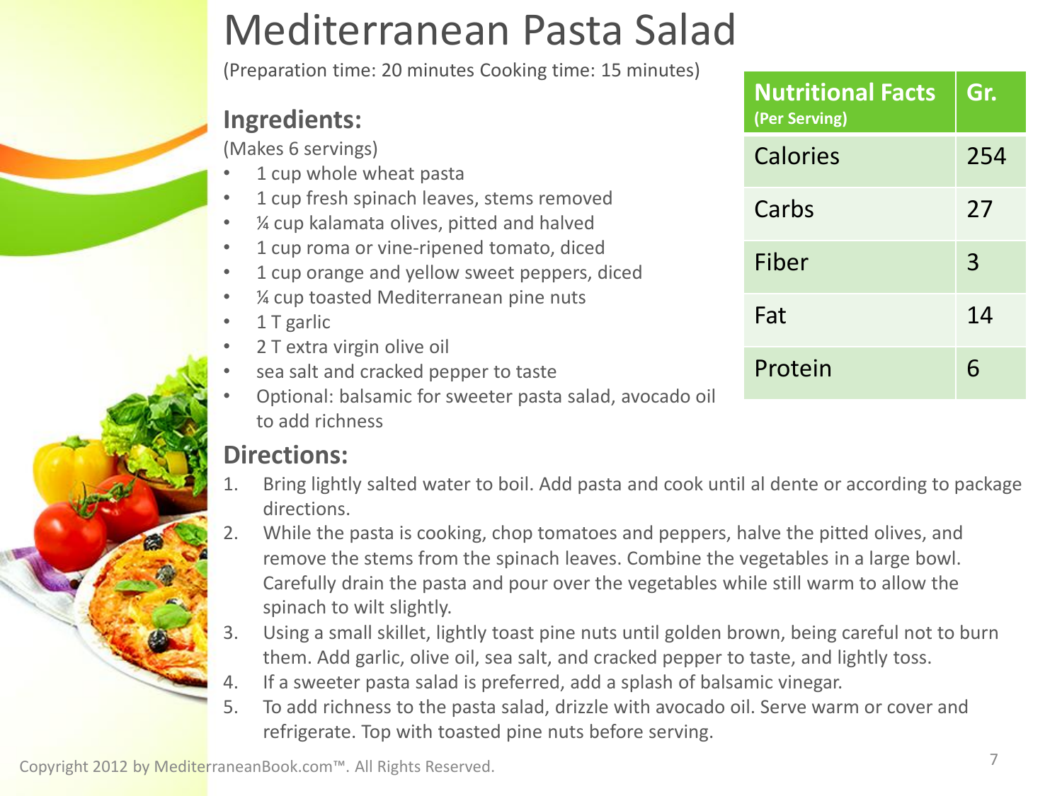# Mediterranean Pasta Salad

(Preparation time: 20 minutes Cooking time: 15 minutes)

## Ingredients:

(Makes 6 servings)

- 1 cup whole wheat pasta
- 1 cup fresh spinach leaves, stems removed
- ¼ cup kalamata olives, pitted and halved
- 1 cup roma or vine-ripened tomato, diced
- 1 cup orange and yellow sweet peppers, diced
- ¼ cup toasted Mediterranean pine nuts
- 1 T garlic
- 2 T extra virgin olive oil
- sea salt and cracked pepper to taste
- Optional: balsamic for sweeter pasta salad, avocado oil to add richness

| Nutritional Facts (Per Serving) | Gr. |
|---|---|
| Calories | 254 |
| Carbs | 27 |
| Fiber | 3 |
| Fat | 14 |
| Protein | 6 |

## Directions:

1. Bring lightly salted water to boil. Add pasta and cook until al dente or according to package directions.
2. While the pasta is cooking, chop tomatoes and peppers, halve the pitted olives, and remove the stems from the spinach leaves. Combine the vegetables in a large bowl. Carefully drain the pasta and pour over the vegetables while still warm to allow the spinach to wilt slightly.
3. Using a small skillet, lightly toast pine nuts until golden brown, being careful not to burn them. Add garlic, olive oil, sea salt, and cracked pepper to taste, and lightly toss.
4. If a sweeter pasta salad is preferred, add a splash of balsamic vinegar.
5. To add richness to the pasta salad, drizzle with avocado oil. Serve warm or cover and refrigerate. Top with toasted pine nuts before serving.

Copyright 2012 by MediterraneanBook.com™. All Rights Reserved.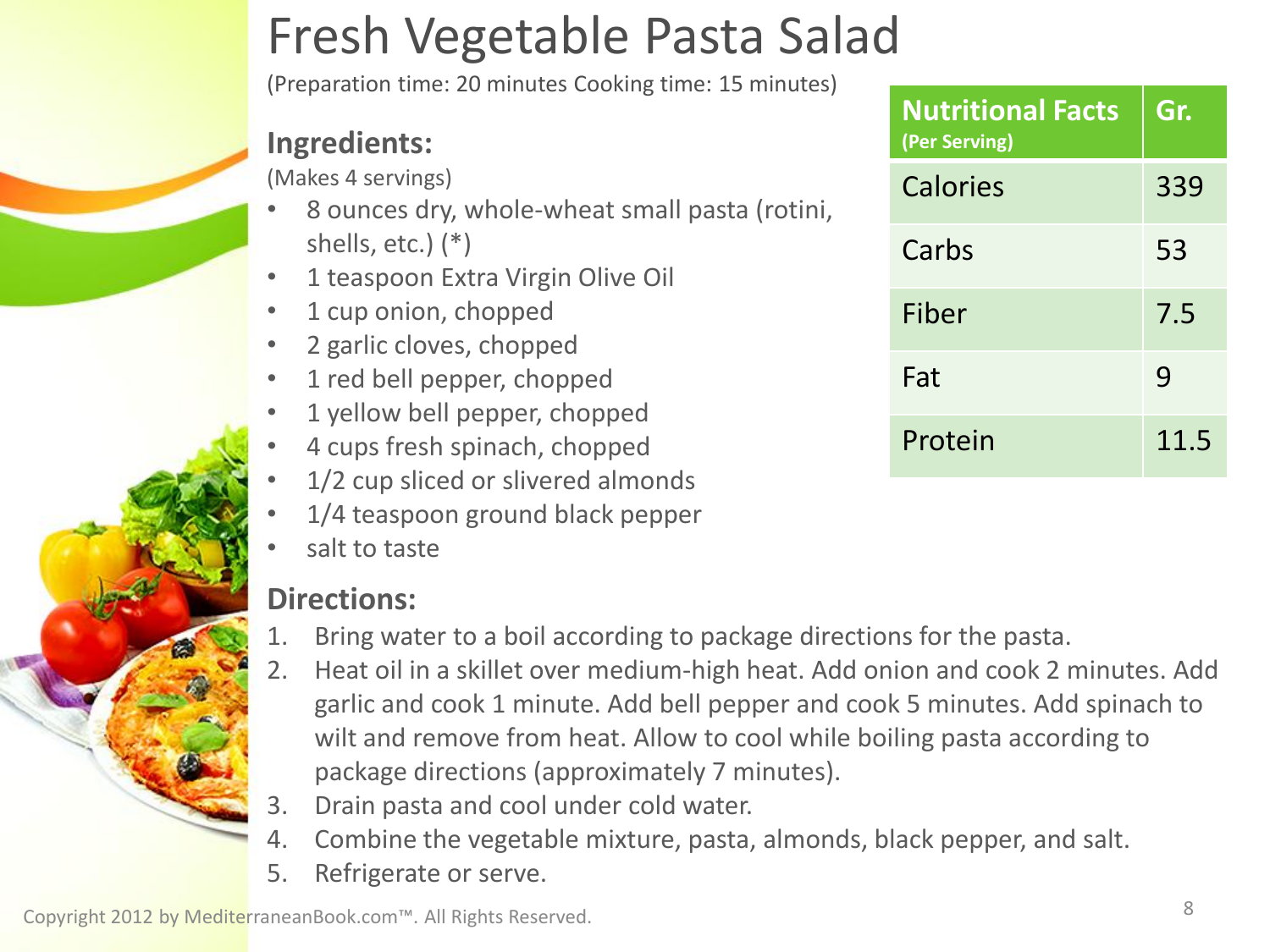# Fresh Vegetable Pasta Salad

(Preparation time: 20 minutes Cooking time: 15 minutes)

| Nutritional Facts (Per Serving) | Gr. |
|---|---|
| Calories | 339 |
| Carbs | 53 |
| Fiber | 7.5 |
| Fat | 9 |
| Protein | 11.5 |

## Ingredients:

(Makes 4 servings)

- 8 ounces dry, whole-wheat small pasta (rotini, shells, etc.) (*)
- 1 teaspoon Extra Virgin Olive Oil
- 1 cup onion, chopped
- 2 garlic cloves, chopped
- 1 red bell pepper, chopped
- 1 yellow bell pepper, chopped
- 4 cups fresh spinach, chopped
- 1/2 cup sliced or slivered almonds
- 1/4 teaspoon ground black pepper
- salt to taste

## Directions:

1. Bring water to a boil according to package directions for the pasta.
2. Heat oil in a skillet over medium-high heat. Add onion and cook 2 minutes. Add garlic and cook 1 minute. Add bell pepper and cook 5 minutes. Add spinach to wilt and remove from heat. Allow to cool while boiling pasta according to package directions (approximately 7 minutes).
3. Drain pasta and cool under cold water.
4. Combine the vegetable mixture, pasta, almonds, black pepper, and salt.
5. Refrigerate or serve.

Copyright 2012 by MediterraneanBook.com™. All Rights Reserved.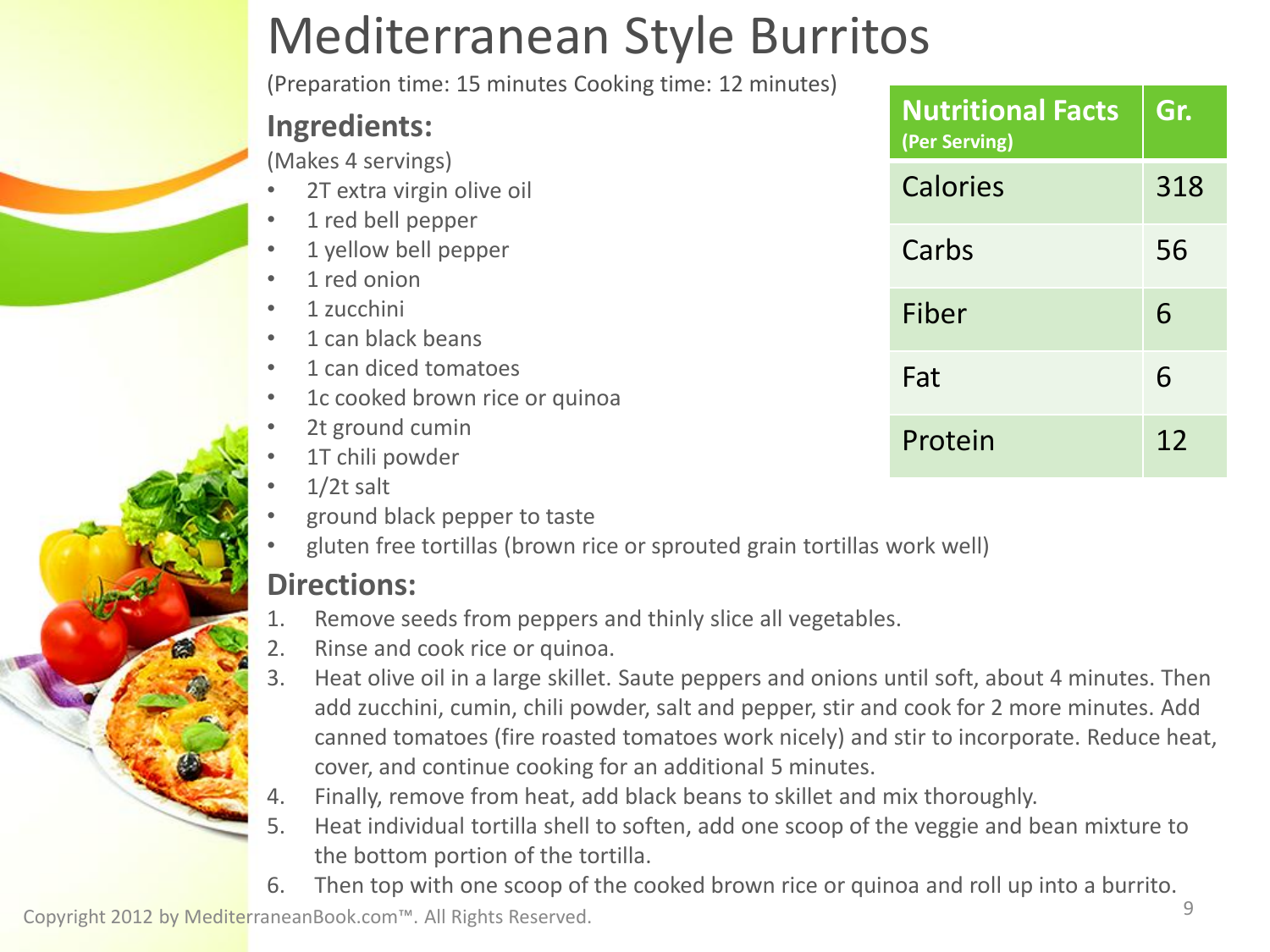# Mediterranean Style Burritos

(Preparation time: 15 minutes Cooking time: 12 minutes)

| Nutritional Facts (Per Serving) | Gr. |
| --- | --- |
| Calories | 318 |
| Carbs | 56 |
| Fiber | 6 |
| Fat | 6 |
| Protein | 12 |

## Ingredients:

(Makes 4 servings)

- 2T extra virgin olive oil
- 1 red bell pepper
- 1 yellow bell pepper
- 1 red onion
- 1 zucchini
- 1 can black beans
- 1 can diced tomatoes
- 1c cooked brown rice or quinoa
- 2t ground cumin
- 1T chili powder
- 1/2t salt
- ground black pepper to taste
- gluten free tortillas (brown rice or sprouted grain tortillas work well)

## Directions:

1. Remove seeds from peppers and thinly slice all vegetables.
2. Rinse and cook rice or quinoa.
3. Heat olive oil in a large skillet. Saute peppers and onions until soft, about 4 minutes. Then add zucchini, cumin, chili powder, salt and pepper, stir and cook for 2 more minutes. Add canned tomatoes (fire roasted tomatoes work nicely) and stir to incorporate. Reduce heat, cover, and continue cooking for an additional 5 minutes.
4. Finally, remove from heat, add black beans to skillet and mix thoroughly.
5. Heat individual tortilla shell to soften, add one scoop of the veggie and bean mixture to the bottom portion of the tortilla.
6. Then top with one scoop of the cooked brown rice or quinoa and roll up into a burrito.

Copyright 2012 by MediterraneanBook.com™. All Rights Reserved.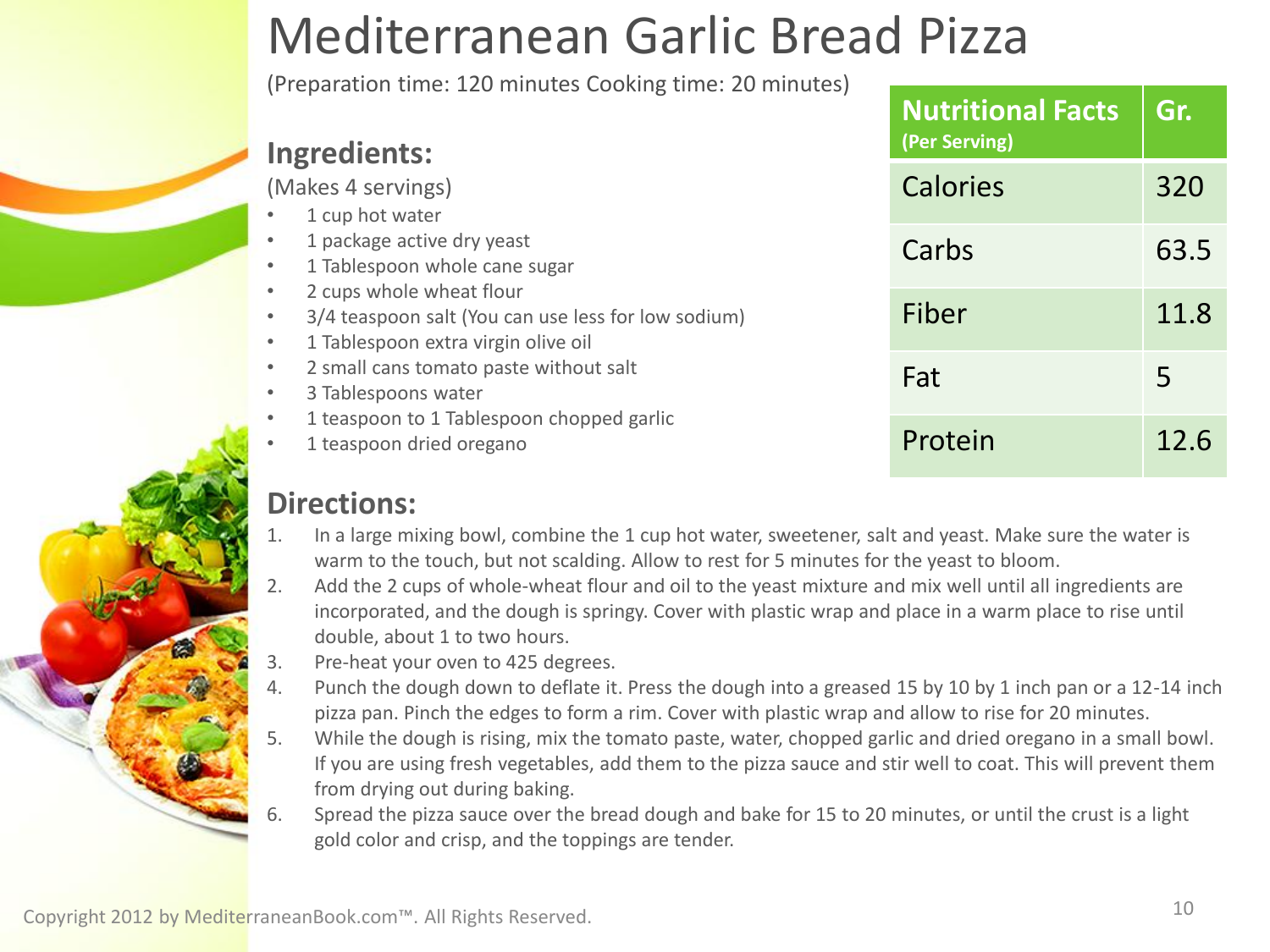# Mediterranean Garlic Bread Pizza

(Preparation time: 120 minutes Cooking time: 20 minutes)

## Ingredients:

(Makes 4 servings)

- 1 cup hot water
- 1 package active dry yeast
- 1 Tablespoon whole cane sugar
- 2 cups whole wheat flour
- 3/4 teaspoon salt (You can use less for low sodium)
- 1 Tablespoon extra virgin olive oil
- 2 small cans tomato paste without salt
- 3 Tablespoons water
- 1 teaspoon to 1 Tablespoon chopped garlic
- 1 teaspoon dried oregano

| Nutritional Facts (Per Serving) | Gr. |
|---|---|
| Calories | 320 |
| Carbs | 63.5 |
| Fiber | 11.8 |
| Fat | 5 |
| Protein | 12.6 |

## Directions:

1. In a large mixing bowl, combine the 1 cup hot water, sweetener, salt and yeast. Make sure the water is warm to the touch, but not scalding. Allow to rest for 5 minutes for the yeast to bloom.
2. Add the 2 cups of whole-wheat flour and oil to the yeast mixture and mix well until all ingredients are incorporated, and the dough is springy. Cover with plastic wrap and place in a warm place to rise until double, about 1 to two hours.
3. Pre-heat your oven to 425 degrees.
4. Punch the dough down to deflate it. Press the dough into a greased 15 by 10 by 1 inch pan or a 12-14 inch pizza pan. Pinch the edges to form a rim. Cover with plastic wrap and allow to rise for 20 minutes.
5. While the dough is rising, mix the tomato paste, water, chopped garlic and dried oregano in a small bowl. If you are using fresh vegetables, add them to the pizza sauce and stir well to coat. This will prevent them from drying out during baking.
6. Spread the pizza sauce over the bread dough and bake for 15 to 20 minutes, or until the crust is a light gold color and crisp, and the toppings are tender.

Copyright 2012 by MediterraneanBook.com™. All Rights Reserved.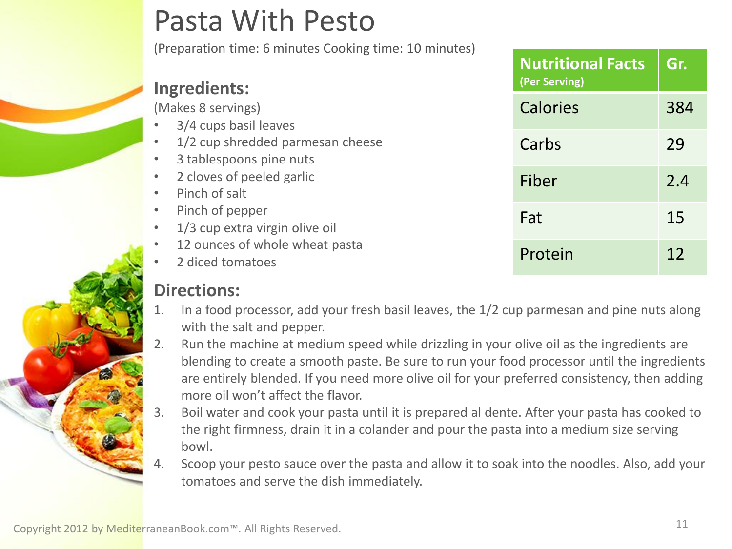# Pasta With Pesto

(Preparation time: 6 minutes Cooking time: 10 minutes)

| Nutritional Facts (Per Serving) | Gr. |
| --- | --- |
| Calories | 384 |
| Carbs | 29 |
| Fiber | 2.4 |
| Fat | 15 |
| Protein | 12 |

## Ingredients:

(Makes 8 servings)

- 3/4 cups basil leaves
- 1/2 cup shredded parmesan cheese
- 3 tablespoons pine nuts
- 2 cloves of peeled garlic
- Pinch of salt
- Pinch of pepper
- 1/3 cup extra virgin olive oil
- 12 ounces of whole wheat pasta
- 2 diced tomatoes

## Directions:

1. In a food processor, add your fresh basil leaves, the 1/2 cup parmesan and pine nuts along with the salt and pepper.
2. Run the machine at medium speed while drizzling in your olive oil as the ingredients are blending to create a smooth paste. Be sure to run your food processor until the ingredients are entirely blended. If you need more olive oil for your preferred consistency, then adding more oil won't affect the flavor.
3. Boil water and cook your pasta until it is prepared al dente. After your pasta has cooked to the right firmness, drain it in a colander and pour the pasta into a medium size serving bowl.
4. Scoop your pesto sauce over the pasta and allow it to soak into the noodles. Also, add your tomatoes and serve the dish immediately.

Copyright 2012 by MediterraneanBook.com™. All Rights Reserved.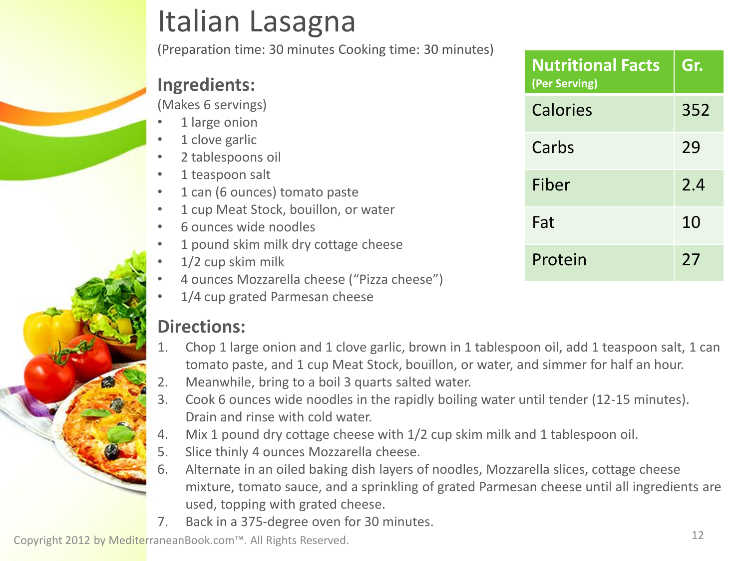# Italian Lasagna

(Preparation time: 30 minutes Cooking time: 30 minutes)

| Nutritional Facts (Per Serving) | Gr. |
| --- | --- |
| Calories | 352 |
| Carbs | 29 |
| Fiber | 2.4 |
| Fat | 10 |
| Protein | 27 |

## Ingredients:

(Makes 6 servings)

- 1 large onion
- 1 clove garlic
- 2 tablespoons oil
- 1 teaspoon salt
- 1 can (6 ounces) tomato paste
- 1 cup Meat Stock, bouillon, or water
- 6 ounces wide noodles
- 1 pound skim milk dry cottage cheese
- 1/2 cup skim milk
- 4 ounces Mozzarella cheese ("Pizza cheese")
- 1/4 cup grated Parmesan cheese

## Directions:

1. Chop 1 large onion and 1 clove garlic, brown in 1 tablespoon oil, add 1 teaspoon salt, 1 can tomato paste, and 1 cup Meat Stock, bouillon, or water, and simmer for half an hour.
2. Meanwhile, bring to a boil 3 quarts salted water.
3. Cook 6 ounces wide noodles in the rapidly boiling water until tender (12-15 minutes). Drain and rinse with cold water.
4. Mix 1 pound dry cottage cheese with 1/2 cup skim milk and 1 tablespoon oil.
5. Slice thinly 4 ounces Mozzarella cheese.
6. Alternate in an oiled baking dish layers of noodles, Mozzarella slices, cottage cheese mixture, tomato sauce, and a sprinkling of grated Parmesan cheese until all ingredients are used, topping with grated cheese.
7. Back in a 375-degree oven for 30 minutes.

Copyright 2012 by MediterraneanBook.com™. All Rights Reserved.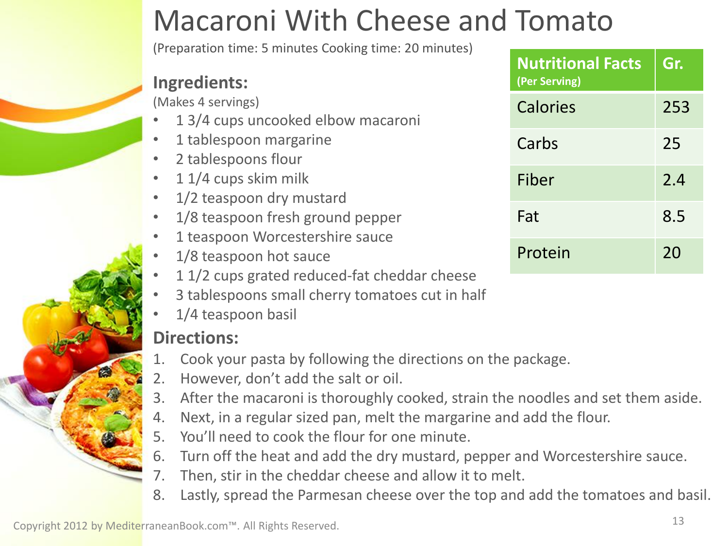# Macaroni With Cheese and Tomato

(Preparation time: 5 minutes Cooking time: 20 minutes)

| Nutritional Facts (Per Serving) | Gr. |
|---|---|
| Calories | 253 |
| Carbs | 25 |
| Fiber | 2.4 |
| Fat | 8.5 |
| Protein | 20 |

## Ingredients:

(Makes 4 servings)

- 1 3/4 cups uncooked elbow macaroni
- 1 tablespoon margarine
- 2 tablespoons flour
- 1 1/4 cups skim milk
- 1/2 teaspoon dry mustard
- 1/8 teaspoon fresh ground pepper
- 1 teaspoon Worcestershire sauce
- 1/8 teaspoon hot sauce
- 1 1/2 cups grated reduced-fat cheddar cheese
- 3 tablespoons small cherry tomatoes cut in half
- 1/4 teaspoon basil

## Directions:

1. Cook your pasta by following the directions on the package.
2. However, don't add the salt or oil.
3. After the macaroni is thoroughly cooked, strain the noodles and set them aside.
4. Next, in a regular sized pan, melt the margarine and add the flour.
5. You'll need to cook the flour for one minute.
6. Turn off the heat and add the dry mustard, pepper and Worcestershire sauce.
7. Then, stir in the cheddar cheese and allow it to melt.
8. Lastly, spread the Parmesan cheese over the top and add the tomatoes and basil.

Copyright 2012 by MediterraneanBook.com™. All Rights Reserved.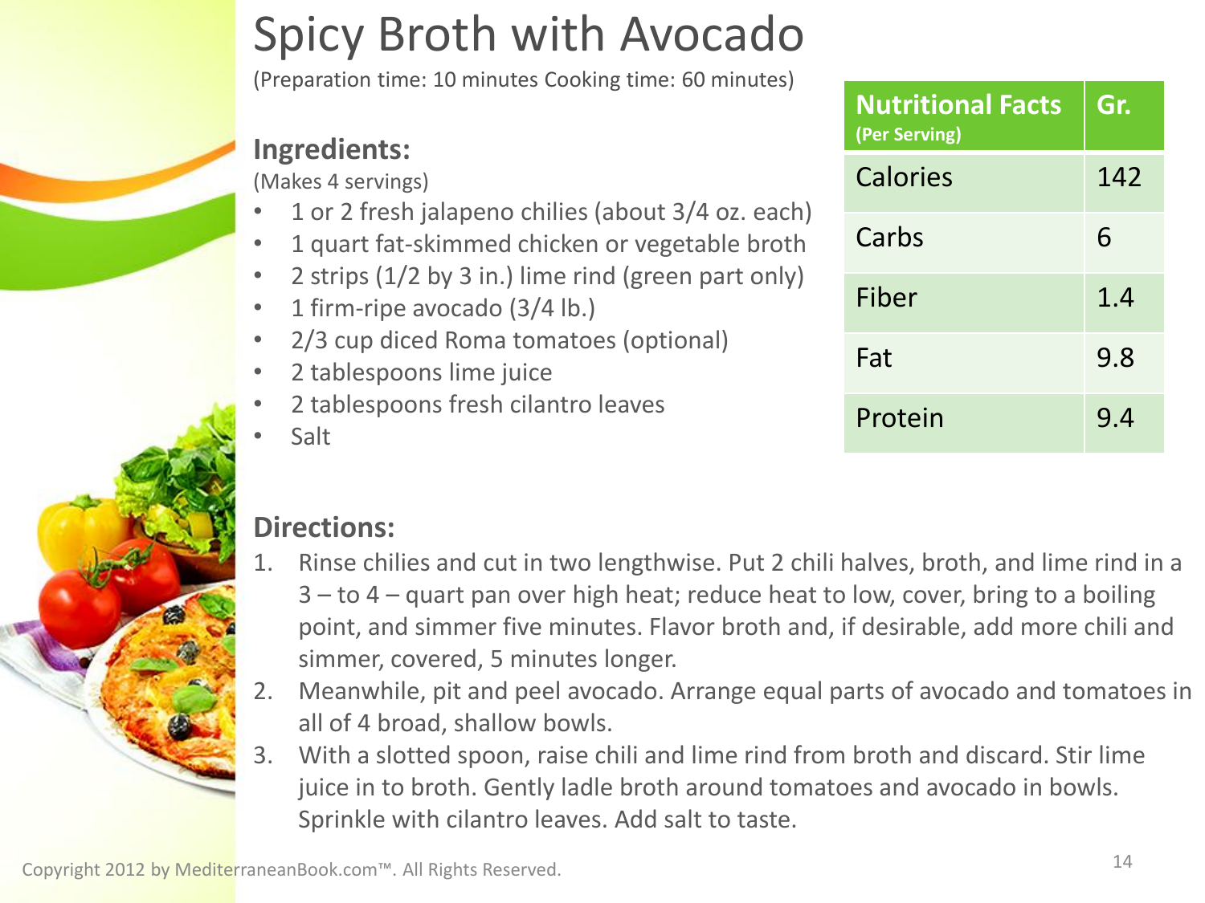# Spicy Broth with Avocado

(Preparation time: 10 minutes Cooking time: 60 minutes)

## Ingredients:

(Makes 4 servings)

- 1 or 2 fresh jalapeno chilies (about 3/4 oz. each)
- 1 quart fat-skimmed chicken or vegetable broth
- 2 strips (1/2 by 3 in.) lime rind (green part only)
- 1 firm-ripe avocado (3/4 lb.)
- 2/3 cup diced Roma tomatoes (optional)
- 2 tablespoons lime juice
- 2 tablespoons fresh cilantro leaves
- Salt

| Nutritional Facts (Per Serving) | Gr. |
|---|---|
| Calories | 142 |
| Carbs | 6 |
| Fiber | 1.4 |
| Fat | 9.8 |
| Protein | 9.4 |

## Directions:

1. Rinse chilies and cut in two lengthwise. Put 2 chili halves, broth, and lime rind in a 3 – to 4 – quart pan over high heat; reduce heat to low, cover, bring to a boiling point, and simmer five minutes. Flavor broth and, if desirable, add more chili and simmer, covered, 5 minutes longer.
2. Meanwhile, pit and peel avocado. Arrange equal parts of avocado and tomatoes in all of 4 broad, shallow bowls.
3. With a slotted spoon, raise chili and lime rind from broth and discard. Stir lime juice in to broth. Gently ladle broth around tomatoes and avocado in bowls. Sprinkle with cilantro leaves. Add salt to taste.

Copyright 2012 by MediterraneanBook.com™. All Rights Reserved.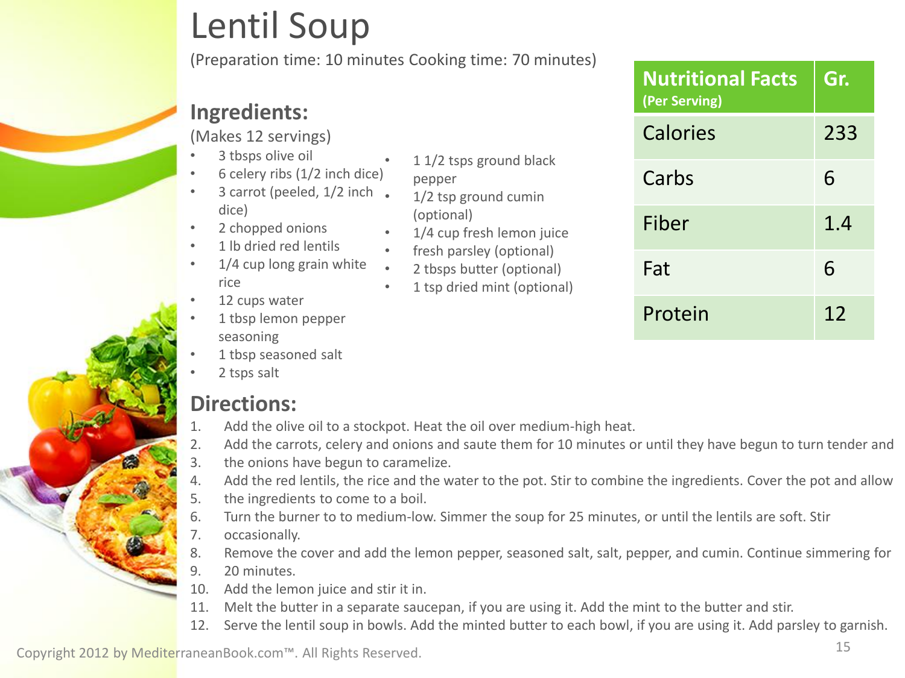# Lentil Soup

(Preparation time: 10 minutes Cooking time: 70 minutes)

## Ingredients:

(Makes 12 servings)

- 3 tbsps olive oil
- 6 celery ribs (1/2 inch dice)
- 3 carrot (peeled, 1/2 inch dice)
- 2 chopped onions
- 1 lb dried red lentils
- 1/4 cup long grain white rice
- 12 cups water
- 1 tbsp lemon pepper seasoning
- 1 tbsp seasoned salt
- 2 tsps salt
- 1 1/2 tsps ground black pepper
- 1/2 tsp ground cumin (optional)
- 1/4 cup fresh lemon juice
- fresh parsley (optional)
- 2 tbsps butter (optional)
- 1 tsp dried mint (optional)

| Nutritional Facts (Per Serving) | Gr. |
|---|---|
| Calories | 233 |
| Carbs | 6 |
| Fiber | 1.4 |
| Fat | 6 |
| Protein | 12 |

## Directions:

1. Add the olive oil to a stockpot. Heat the oil over medium-high heat.
2. Add the carrots, celery and onions and saute them for 10 minutes or until they have begun to turn tender and
3. the onions have begun to caramelize.
4. Add the red lentils, the rice and the water to the pot. Stir to combine the ingredients. Cover the pot and allow
5. the ingredients to come to a boil.
6. Turn the burner to to medium-low. Simmer the soup for 25 minutes, or until the lentils are soft. Stir
7. occasionally.
8. Remove the cover and add the lemon pepper, seasoned salt, salt, pepper, and cumin. Continue simmering for
9. 20 minutes.
10. Add the lemon juice and stir it in.
11. Melt the butter in a separate saucepan, if you are using it. Add the mint to the butter and stir.
12. Serve the lentil soup in bowls. Add the minted butter to each bowl, if you are using it. Add parsley to garnish.

Copyright 2012 by MediterraneanBook.com™. All Rights Reserved.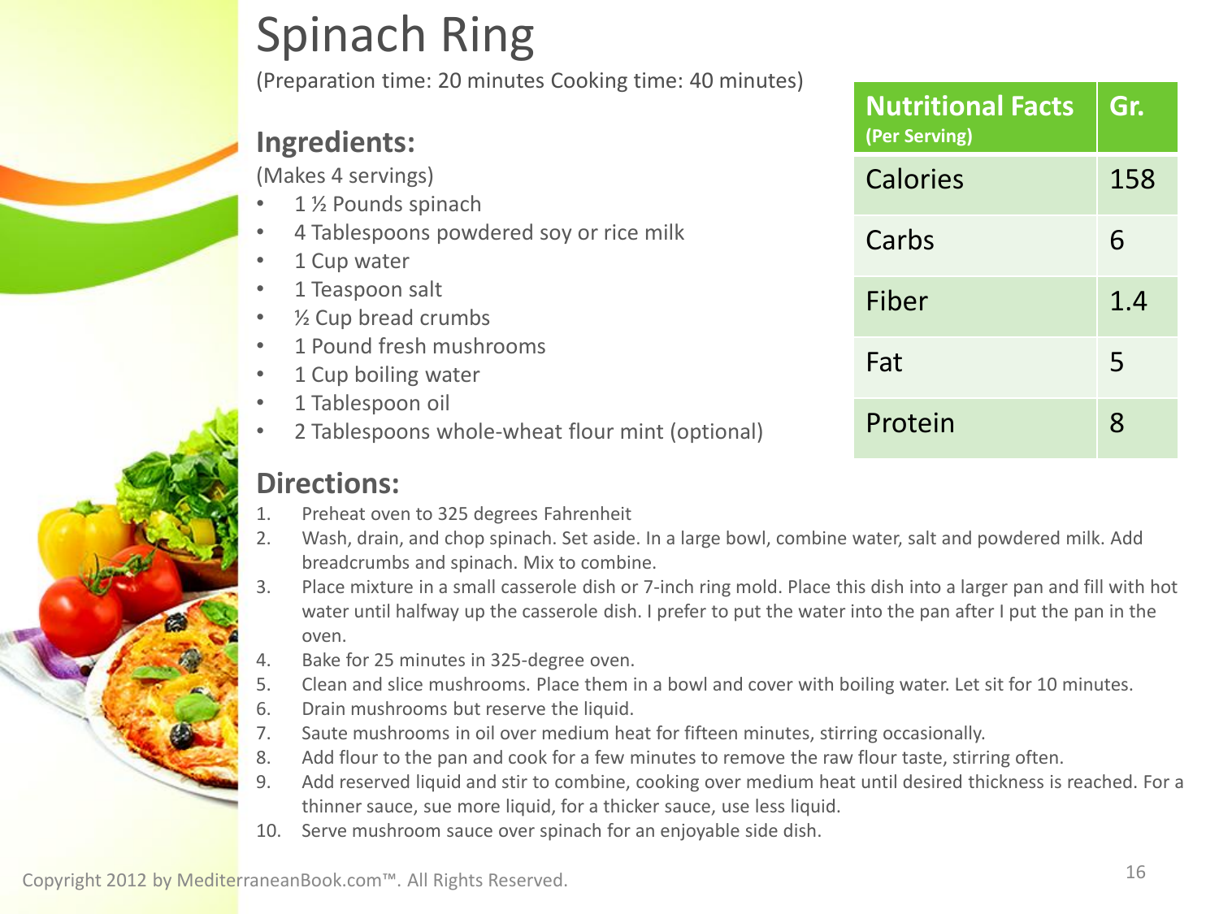# Spinach Ring

(Preparation time: 20 minutes Cooking time: 40 minutes)

## Ingredients:

(Makes 4 servings)

- 1 ½ Pounds spinach
- 4 Tablespoons powdered soy or rice milk
- 1 Cup water
- 1 Teaspoon salt
- ½ Cup bread crumbs
- 1 Pound fresh mushrooms
- 1 Cup boiling water
- 1 Tablespoon oil
- 2 Tablespoons whole-wheat flour mint (optional)

| Nutritional Facts (Per Serving) | Gr. |
|---|---|
| Calories | 158 |
| Carbs | 6 |
| Fiber | 1.4 |
| Fat | 5 |
| Protein | 8 |

## Directions:

1. Preheat oven to 325 degrees Fahrenheit
2. Wash, drain, and chop spinach. Set aside. In a large bowl, combine water, salt and powdered milk. Add breadcrumbs and spinach. Mix to combine.
3. Place mixture in a small casserole dish or 7-inch ring mold. Place this dish into a larger pan and fill with hot water until halfway up the casserole dish. I prefer to put the water into the pan after I put the pan in the oven.
4. Bake for 25 minutes in 325-degree oven.
5. Clean and slice mushrooms. Place them in a bowl and cover with boiling water. Let sit for 10 minutes.
6. Drain mushrooms but reserve the liquid.
7. Saute mushrooms in oil over medium heat for fifteen minutes, stirring occasionally.
8. Add flour to the pan and cook for a few minutes to remove the raw flour taste, stirring often.
9. Add reserved liquid and stir to combine, cooking over medium heat until desired thickness is reached. For a thinner sauce, sue more liquid, for a thicker sauce, use less liquid.
10. Serve mushroom sauce over spinach for an enjoyable side dish.

Copyright 2012 by MediterraneanBook.com™. All Rights Reserved.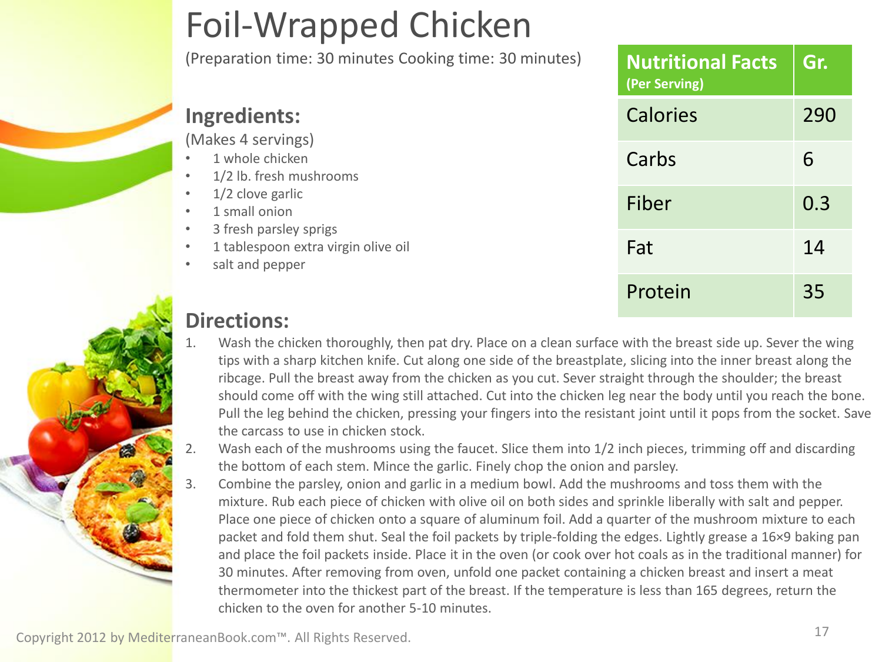# Foil-Wrapped Chicken

(Preparation time: 30 minutes Cooking time: 30 minutes)

| Nutritional Facts (Per Serving) | Gr. |
|---|---|
| Calories | 290 |
| Carbs | 6 |
| Fiber | 0.3 |
| Fat | 14 |
| Protein | 35 |

## Ingredients:

(Makes 4 servings)

- 1 whole chicken
- 1/2 lb. fresh mushrooms
- 1/2 clove garlic
- 1 small onion
- 3 fresh parsley sprigs
- 1 tablespoon extra virgin olive oil
- salt and pepper

## Directions:

1. Wash the chicken thoroughly, then pat dry. Place on a clean surface with the breast side up. Sever the wing tips with a sharp kitchen knife. Cut along one side of the breastplate, slicing into the inner breast along the ribcage. Pull the breast away from the chicken as you cut. Sever straight through the shoulder; the breast should come off with the wing still attached. Cut into the chicken leg near the body until you reach the bone. Pull the leg behind the chicken, pressing your fingers into the resistant joint until it pops from the socket. Save the carcass to use in chicken stock.
2. Wash each of the mushrooms using the faucet. Slice them into 1/2 inch pieces, trimming off and discarding the bottom of each stem. Mince the garlic. Finely chop the onion and parsley.
3. Combine the parsley, onion and garlic in a medium bowl. Add the mushrooms and toss them with the mixture. Rub each piece of chicken with olive oil on both sides and sprinkle liberally with salt and pepper. Place one piece of chicken onto a square of aluminum foil. Add a quarter of the mushroom mixture to each packet and fold them shut. Seal the foil packets by triple-folding the edges. Lightly grease a 16×9 baking pan and place the foil packets inside. Place it in the oven (or cook over hot coals as in the traditional manner) for 30 minutes. After removing from oven, unfold one packet containing a chicken breast and insert a meat thermometer into the thickest part of the breast. If the temperature is less than 165 degrees, return the chicken to the oven for another 5-10 minutes.

Copyright 2012 by MediterraneanBook.com™. All Rights Reserved.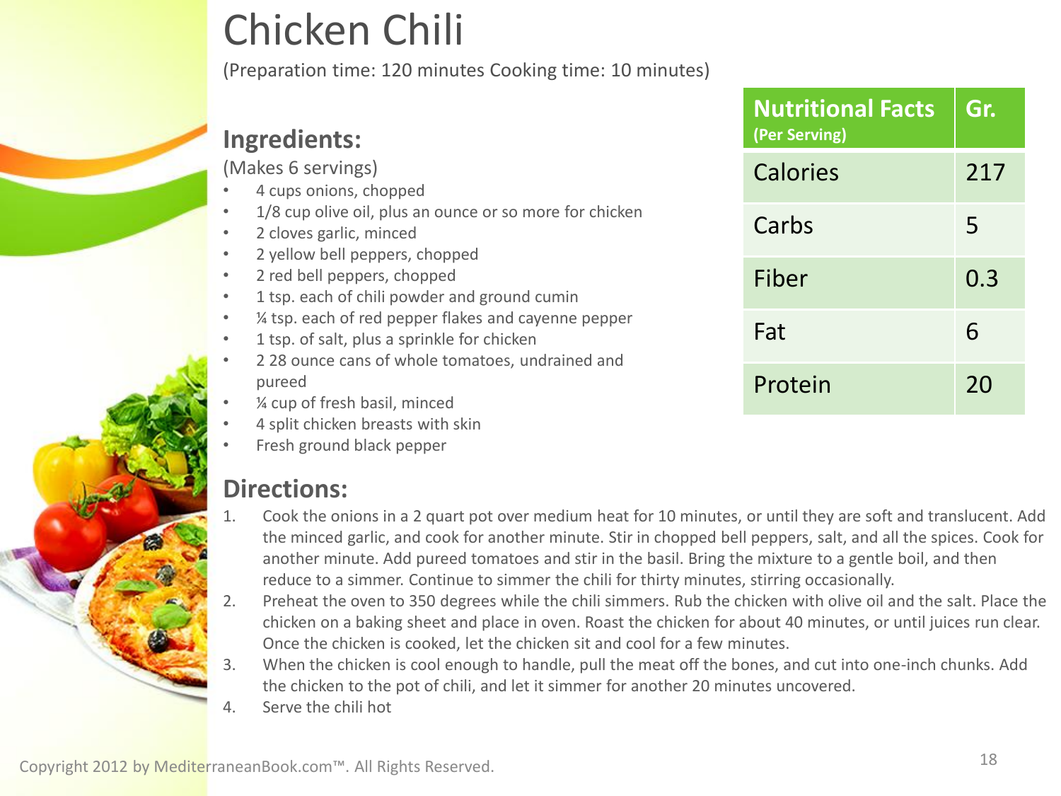# Chicken Chili

(Preparation time: 120 minutes Cooking time: 10 minutes)

## Ingredients:

(Makes 6 servings)

- 4 cups onions, chopped
- 1/8 cup olive oil, plus an ounce or so more for chicken
- 2 cloves garlic, minced
- 2 yellow bell peppers, chopped
- 2 red bell peppers, chopped
- 1 tsp. each of chili powder and ground cumin
- ¼ tsp. each of red pepper flakes and cayenne pepper
- 1 tsp. of salt, plus a sprinkle for chicken
- 2 28 ounce cans of whole tomatoes, undrained and pureed
- ¼ cup of fresh basil, minced
- 4 split chicken breasts with skin
- Fresh ground black pepper

| Nutritional Facts (Per Serving) | Gr. |
|---|---|
| Calories | 217 |
| Carbs | 5 |
| Fiber | 0.3 |
| Fat | 6 |
| Protein | 20 |

## Directions:

1. Cook the onions in a 2 quart pot over medium heat for 10 minutes, or until they are soft and translucent. Add the minced garlic, and cook for another minute. Stir in chopped bell peppers, salt, and all the spices. Cook for another minute. Add pureed tomatoes and stir in the basil. Bring the mixture to a gentle boil, and then reduce to a simmer. Continue to simmer the chili for thirty minutes, stirring occasionally.
2. Preheat the oven to 350 degrees while the chili simmers. Rub the chicken with olive oil and the salt. Place the chicken on a baking sheet and place in oven. Roast the chicken for about 40 minutes, or until juices run clear. Once the chicken is cooked, let the chicken sit and cool for a few minutes.
3. When the chicken is cool enough to handle, pull the meat off the bones, and cut into one-inch chunks. Add the chicken to the pot of chili, and let it simmer for another 20 minutes uncovered.
4. Serve the chili hot

Copyright 2012 by MediterraneanBook.com™. All Rights Reserved.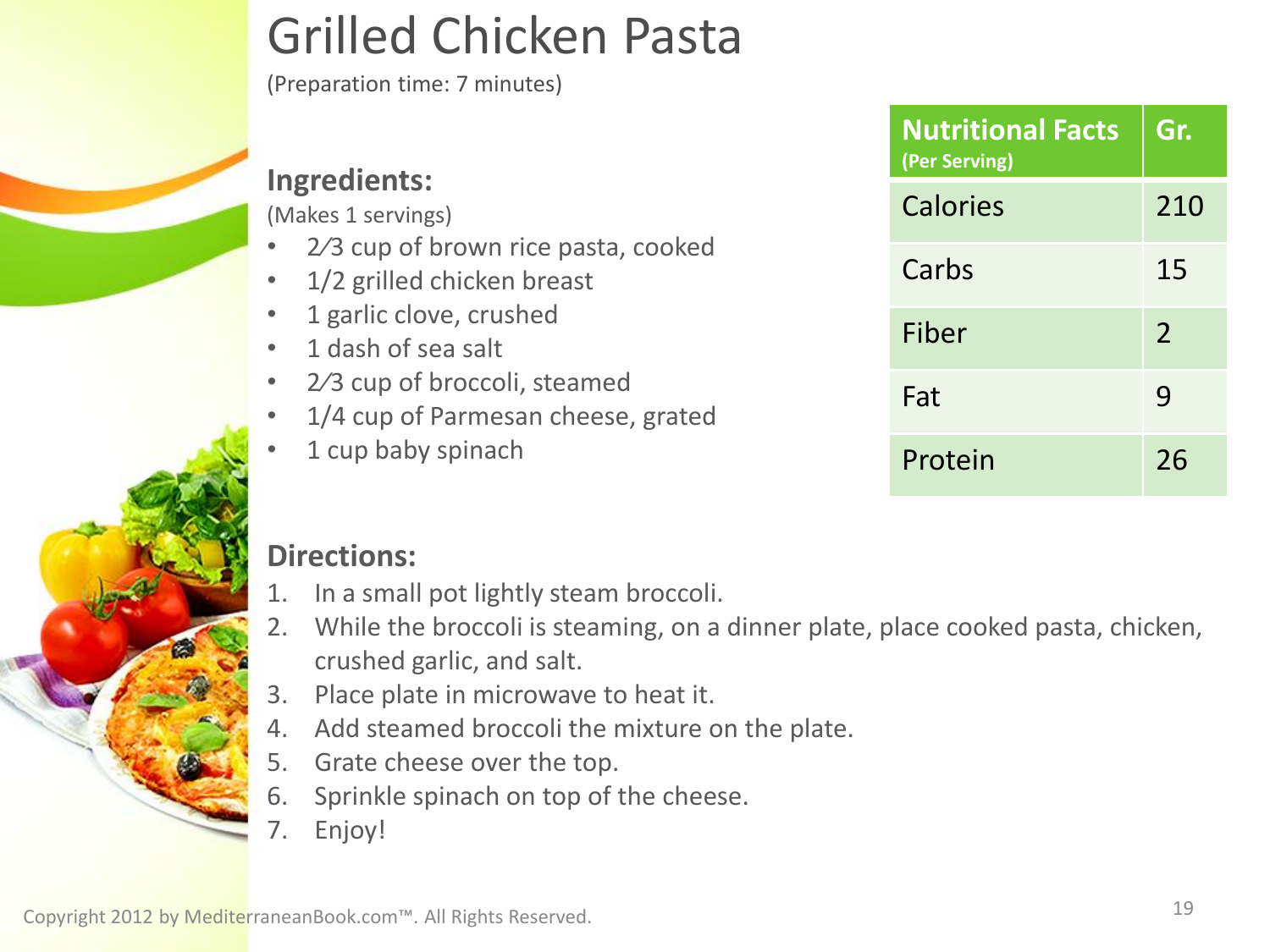# Grilled Chicken Pasta

(Preparation time: 7 minutes)

## Ingredients:

(Makes 1 servings)

- 2⁄3 cup of brown rice pasta, cooked
- 1/2 grilled chicken breast
- 1 garlic clove, crushed
- 1 dash of sea salt
- 2⁄3 cup of broccoli, steamed
- 1/4 cup of Parmesan cheese, grated
- 1 cup baby spinach

| Nutritional Facts (Per Serving) | Gr. |
|---|---|
| Calories | 210 |
| Carbs | 15 |
| Fiber | 2 |
| Fat | 9 |
| Protein | 26 |

## Directions:

1. In a small pot lightly steam broccoli.
2. While the broccoli is steaming, on a dinner plate, place cooked pasta, chicken, crushed garlic, and salt.
3. Place plate in microwave to heat it.
4. Add steamed broccoli the mixture on the plate.
5. Grate cheese over the top.
6. Sprinkle spinach on top of the cheese.
7. Enjoy!

Copyright 2012 by MediterraneanBook.com™. All Rights Reserved.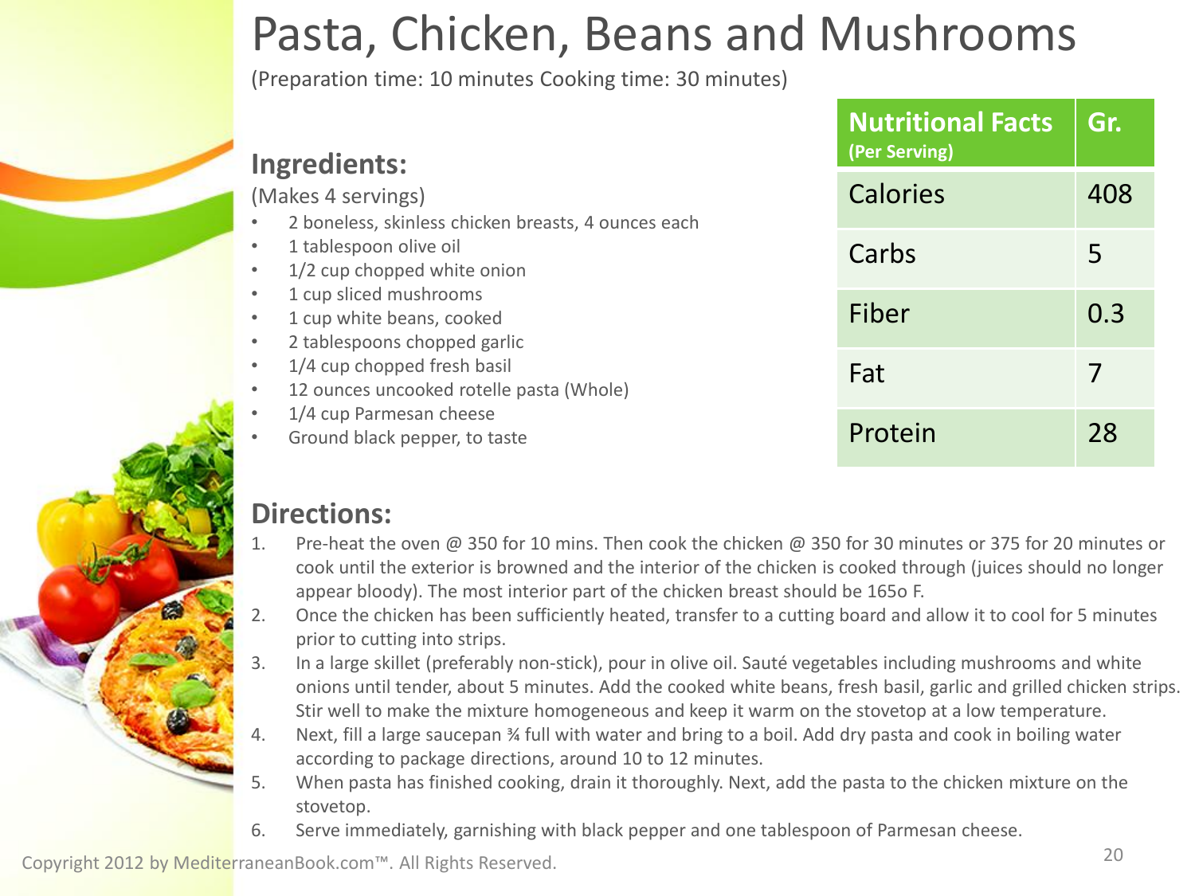# Pasta, Chicken, Beans and Mushrooms

(Preparation time: 10 minutes Cooking time: 30 minutes)

## Ingredients:

(Makes 4 servings)

- 2 boneless, skinless chicken breasts, 4 ounces each
- 1 tablespoon olive oil
- 1/2 cup chopped white onion
- 1 cup sliced mushrooms
- 1 cup white beans, cooked
- 2 tablespoons chopped garlic
- 1/4 cup chopped fresh basil
- 12 ounces uncooked rotelle pasta (Whole)
- 1/4 cup Parmesan cheese
- Ground black pepper, to taste

| Nutritional Facts (Per Serving) | Gr. |
|---|---|
| Calories | 408 |
| Carbs | 5 |
| Fiber | 0.3 |
| Fat | 7 |
| Protein | 28 |

## Directions:

1. Pre-heat the oven @ 350 for 10 mins. Then cook the chicken @ 350 for 30 minutes or 375 for 20 minutes or cook until the exterior is browned and the interior of the chicken is cooked through (juices should no longer appear bloody). The most interior part of the chicken breast should be 165o F.
2. Once the chicken has been sufficiently heated, transfer to a cutting board and allow it to cool for 5 minutes prior to cutting into strips.
3. In a large skillet (preferably non-stick), pour in olive oil. Sauté vegetables including mushrooms and white onions until tender, about 5 minutes. Add the cooked white beans, fresh basil, garlic and grilled chicken strips. Stir well to make the mixture homogeneous and keep it warm on the stovetop at a low temperature.
4. Next, fill a large saucepan ¾ full with water and bring to a boil. Add dry pasta and cook in boiling water according to package directions, around 10 to 12 minutes.
5. When pasta has finished cooking, drain it thoroughly. Next, add the pasta to the chicken mixture on the stovetop.
6. Serve immediately, garnishing with black pepper and one tablespoon of Parmesan cheese.

Copyright 2012 by MediterraneanBook.com™. All Rights Reserved.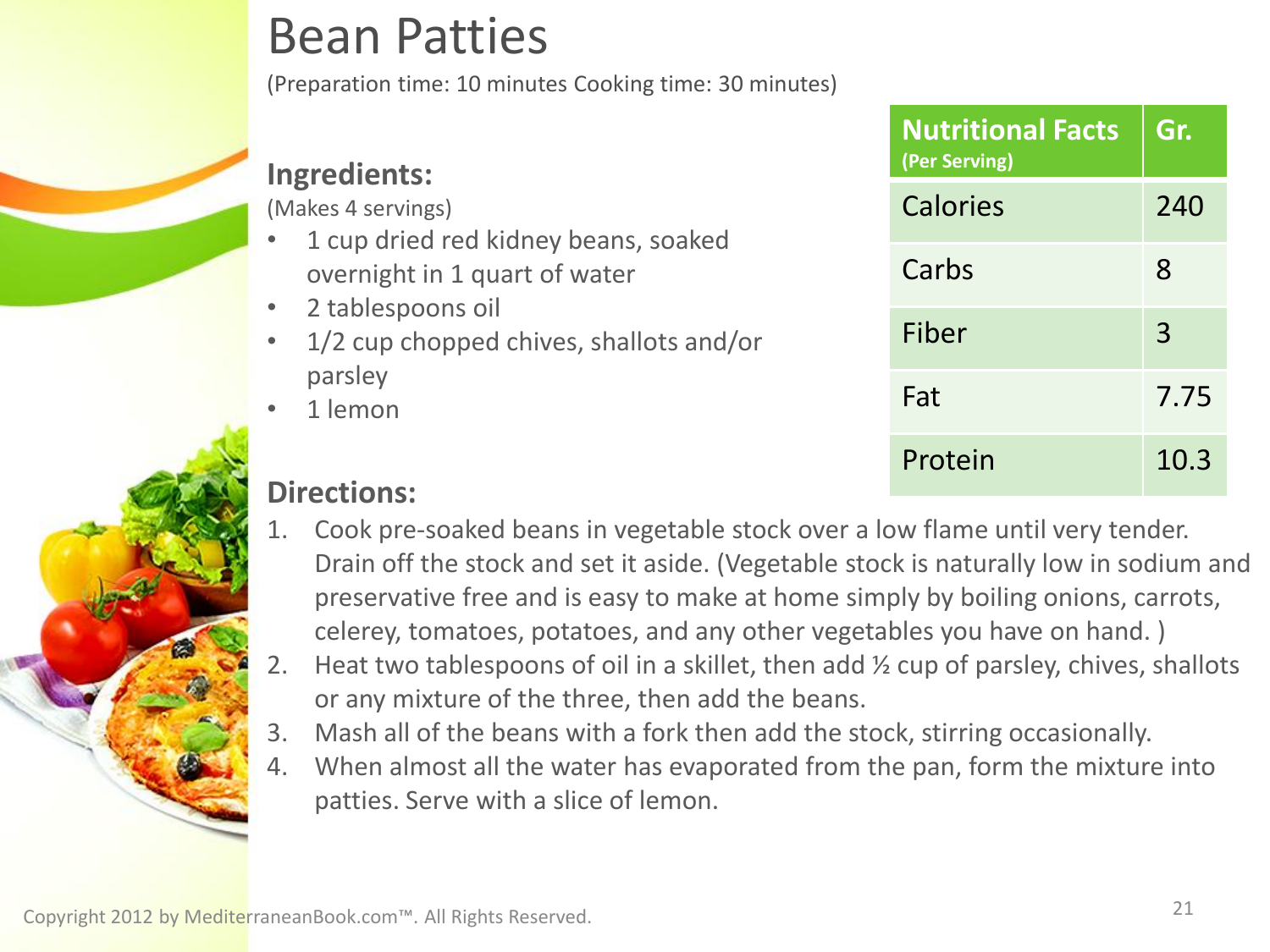# Bean Patties

(Preparation time: 10 minutes Cooking time: 30 minutes)

| Nutritional Facts (Per Serving) | Gr. |
| --- | --- |
| Calories | 240 |
| Carbs | 8 |
| Fiber | 3 |
| Fat | 7.75 |
| Protein | 10.3 |

## Ingredients:

(Makes 4 servings)

- 1 cup dried red kidney beans, soaked overnight in 1 quart of water
- 2 tablespoons oil
- 1/2 cup chopped chives, shallots and/or parsley
- 1 lemon

## Directions:

1. Cook pre-soaked beans in vegetable stock over a low flame until very tender. Drain off the stock and set it aside. (Vegetable stock is naturally low in sodium and preservative free and is easy to make at home simply by boiling onions, carrots, celerey, tomatoes, potatoes, and any other vegetables you have on hand. )
2. Heat two tablespoons of oil in a skillet, then add ½ cup of parsley, chives, shallots or any mixture of the three, then add the beans.
3. Mash all of the beans with a fork then add the stock, stirring occasionally.
4. When almost all the water has evaporated from the pan, form the mixture into patties. Serve with a slice of lemon.

Copyright 2012 by MediterraneanBook.com™. All Rights Reserved.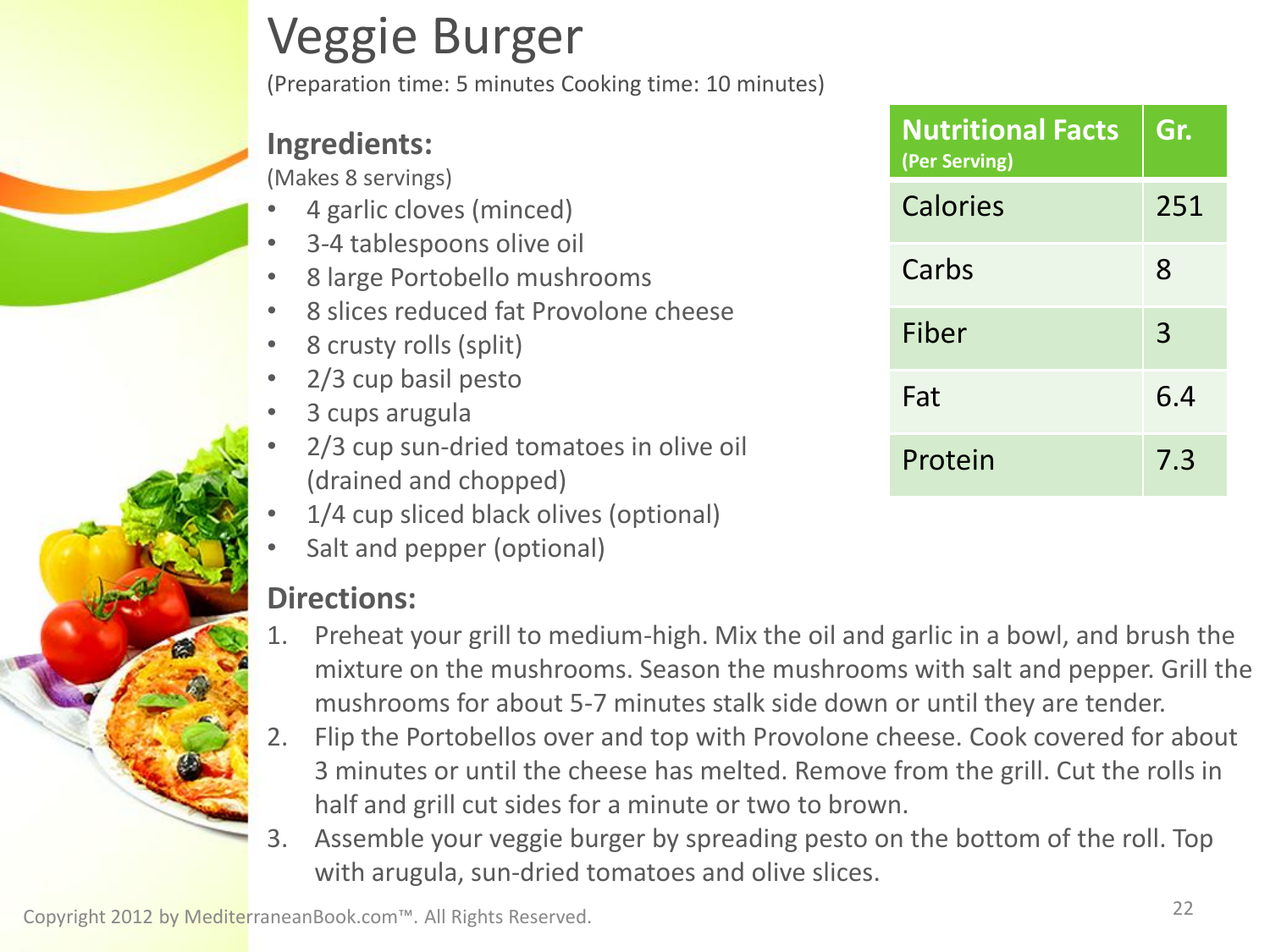# Veggie Burger

(Preparation time: 5 minutes Cooking time: 10 minutes)

| Nutritional Facts (Per Serving) | Gr. |
|---|---|
| Calories | 251 |
| Carbs | 8 |
| Fiber | 3 |
| Fat | 6.4 |
| Protein | 7.3 |

## Ingredients:

(Makes 8 servings)

- 4 garlic cloves (minced)
- 3-4 tablespoons olive oil
- 8 large Portobello mushrooms
- 8 slices reduced fat Provolone cheese
- 8 crusty rolls (split)
- 2/3 cup basil pesto
- 3 cups arugula
- 2/3 cup sun-dried tomatoes in olive oil (drained and chopped)
- 1/4 cup sliced black olives (optional)
- Salt and pepper (optional)

## Directions:

1. Preheat your grill to medium-high. Mix the oil and garlic in a bowl, and brush the mixture on the mushrooms. Season the mushrooms with salt and pepper. Grill the mushrooms for about 5-7 minutes stalk side down or until they are tender.
2. Flip the Portobellos over and top with Provolone cheese. Cook covered for about 3 minutes or until the cheese has melted. Remove from the grill. Cut the rolls in half and grill cut sides for a minute or two to brown.
3. Assemble your veggie burger by spreading pesto on the bottom of the roll. Top with arugula, sun-dried tomatoes and olive slices.

Copyright 2012 by MediterraneanBook.com™. All Rights Reserved.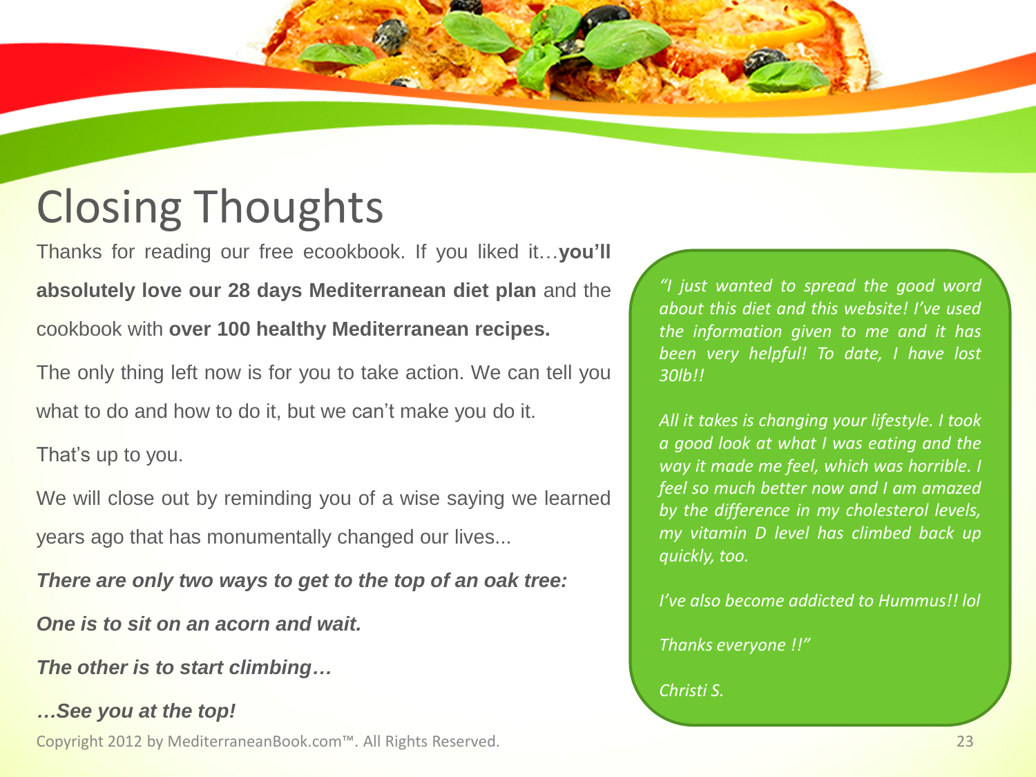# Closing Thoughts

Thanks for reading our free ecookbook. If you liked it…**you'll absolutely love our 28 days Mediterranean diet plan** and the cookbook with **over 100 healthy Mediterranean recipes.**

The only thing left now is for you to take action. We can tell you what to do and how to do it, but we can't make you do it.

That's up to you.

We will close out by reminding you of a wise saying we learned years ago that has monumentally changed our lives...

***There are only two ways to get to the top of an oak tree:***

***One is to sit on an acorn and wait.***

***The other is to start climbing…***

***…See you at the top!***

*"I just wanted to spread the good word about this diet and this website! I've used the information given to me and it has been very helpful! To date, I have lost 30lb!!*

*All it takes is changing your lifestyle. I took a good look at what I was eating and the way it made me feel, which was horrible. I feel so much better now and I am amazed by the difference in my cholesterol levels, my vitamin D level has climbed back up quickly, too.*

*I've also become addicted to Hummus!! lol*

*Thanks everyone !!"*

*Christi S.*

Copyright 2012 by MediterraneanBook.com™. All Rights Reserved.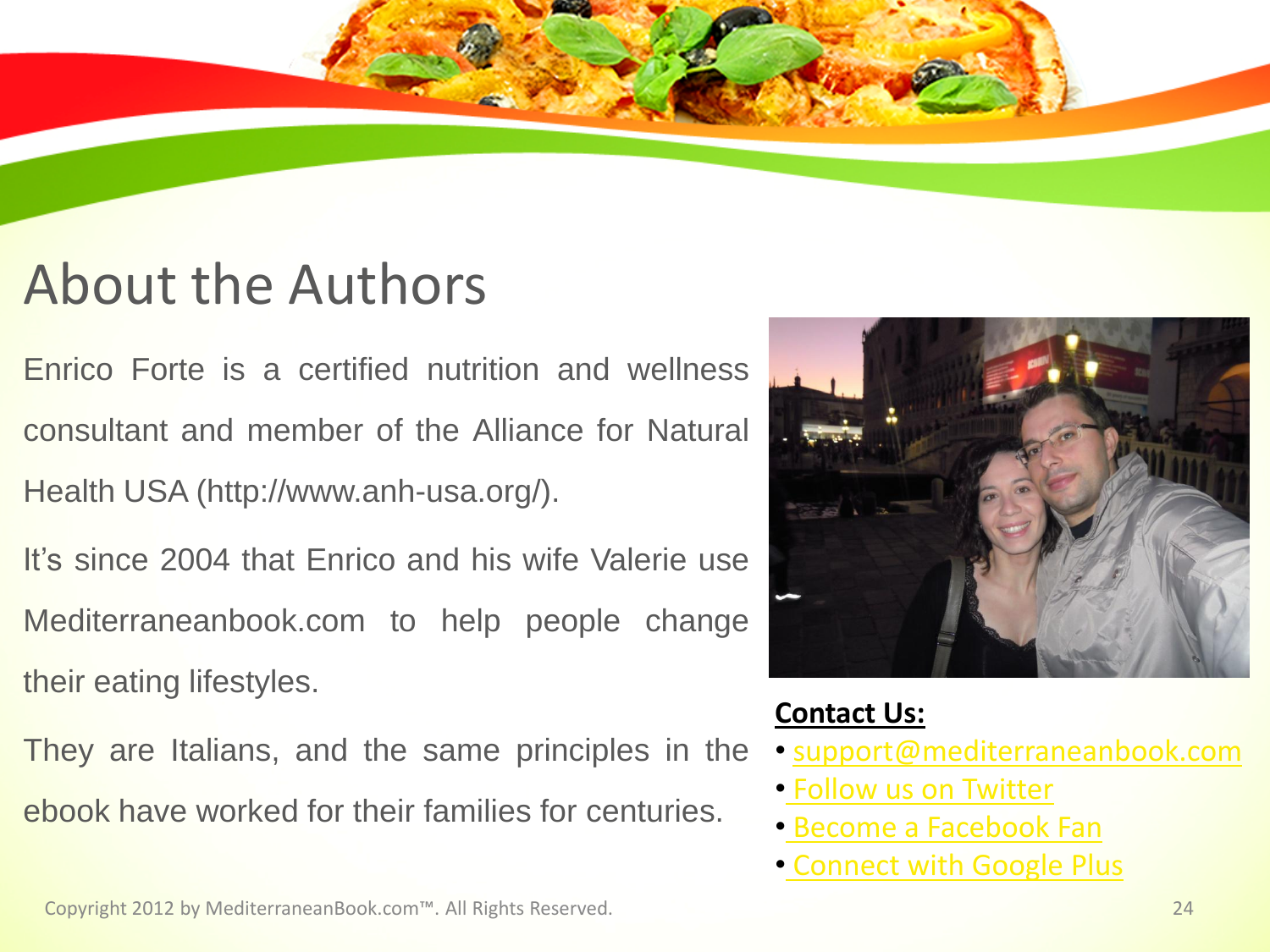# About the Authors

Enrico Forte is a certified nutrition and wellness consultant and member of the Alliance for Natural Health USA (http://www.anh-usa.org/).

It's since 2004 that Enrico and his wife Valerie use Mediterraneanbook.com to help people change their eating lifestyles.

They are Italians, and the same principles in the ebook have worked for their families for centuries.

**Contact Us:**

- support@mediterraneanbook.com
- Follow us on Twitter
- Become a Facebook Fan
- Connect with Google Plus

Copyright 2012 by MediterraneanBook.com™. All Rights Reserved.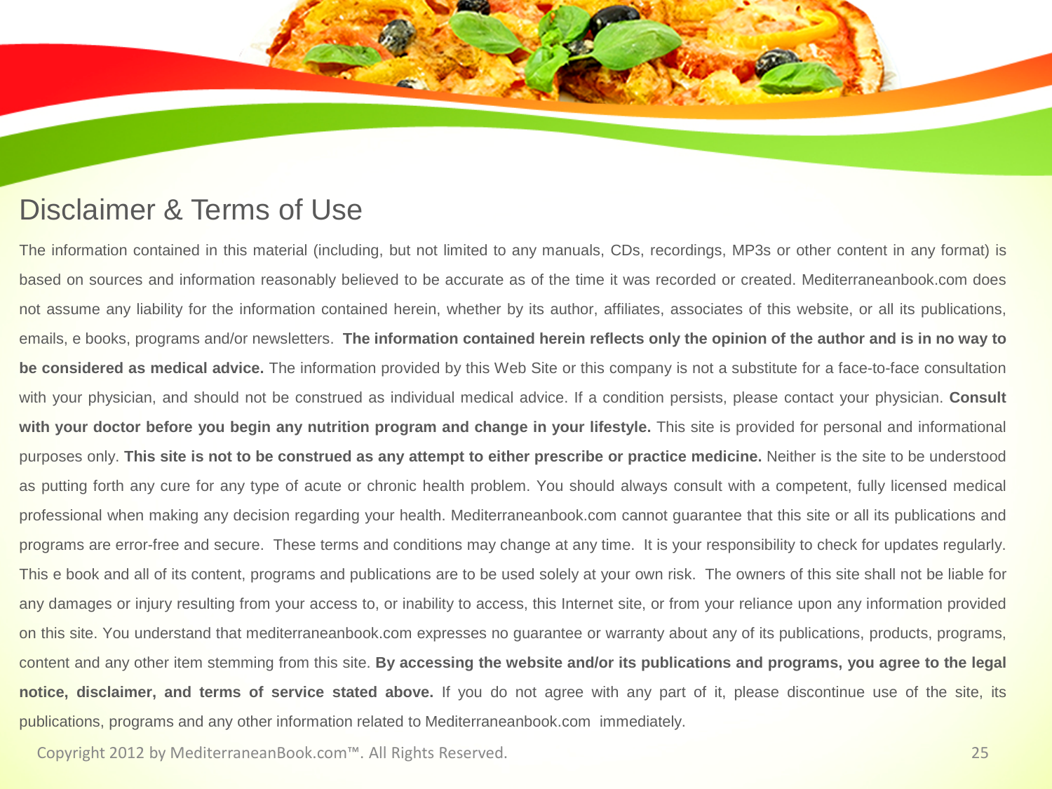# Disclaimer & Terms of Use

The information contained in this material (including, but not limited to any manuals, CDs, recordings, MP3s or other content in any format) is based on sources and information reasonably believed to be accurate as of the time it was recorded or created. Mediterraneanbook.com does not assume any liability for the information contained herein, whether by its author, affiliates, associates of this website, or all its publications, emails, e books, programs and/or newsletters. **The information contained herein reflects only the opinion of the author and is in no way to be considered as medical advice.** The information provided by this Web Site or this company is not a substitute for a face-to-face consultation with your physician, and should not be construed as individual medical advice. If a condition persists, please contact your physician. **Consult with your doctor before you begin any nutrition program and change in your lifestyle.** This site is provided for personal and informational purposes only. **This site is not to be construed as any attempt to either prescribe or practice medicine.** Neither is the site to be understood as putting forth any cure for any type of acute or chronic health problem. You should always consult with a competent, fully licensed medical professional when making any decision regarding your health. Mediterraneanbook.com cannot guarantee that this site or all its publications and programs are error-free and secure. These terms and conditions may change at any time. It is your responsibility to check for updates regularly. This e book and all of its content, programs and publications are to be used solely at your own risk. The owners of this site shall not be liable for any damages or injury resulting from your access to, or inability to access, this Internet site, or from your reliance upon any information provided on this site. You understand that mediterraneanbook.com expresses no guarantee or warranty about any of its publications, products, programs, content and any other item stemming from this site. **By accessing the website and/or its publications and programs, you agree to the legal notice, disclaimer, and terms of service stated above.** If you do not agree with any part of it, please discontinue use of the site, its publications, programs and any other information related to Mediterraneanbook.com immediately.

Copyright 2012 by MediterraneanBook.com™. All Rights Reserved.